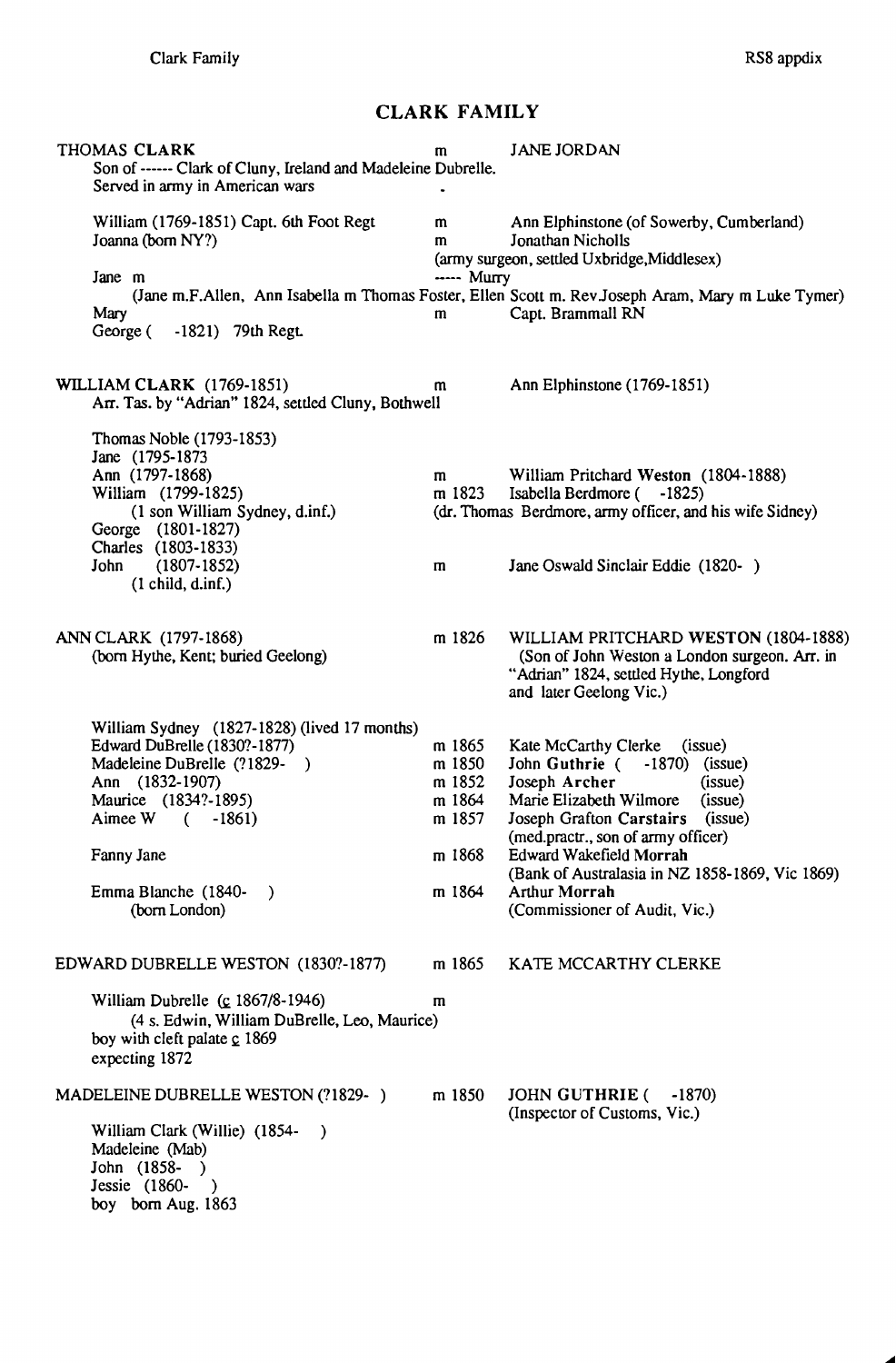# CLARK FAMILY

**THOMAS CLARK** m JANE JORDAN
Son of ------ Clark of Cluny, Ireland and Madeleine Dubrelle.
Served in army in American wars

| | | |
|---|---|---|
| William (1769-1851) Capt. 6th Foot Regt | m | Ann Elphinstone (of Sowerby, Cumberland) |
| Joanna (born NY?) | m | Jonathan Nicholls (army surgeon, settled Uxbridge, Middlesex) |
| Jane m | | ----- Murry |
| (Jane m.F.Allen, Ann Isabella m Thomas Foster, Ellen Scott m. Rev.Joseph Aram, Mary m Luke Tymer) | | |
| Mary | m | Capt. Brammall RN |
| George ( -1821) 79th Regt. | | |

**WILLIAM CLARK** (1769-1851) m Ann Elphinstone (1769-1851)
Arr. Tas. by "Adrian" 1824, settled Cluny, Bothwell

| | | |
|---|---|---|
| Thomas Noble (1793-1853) | | |
| Jane (1795-1873 | | |
| Ann (1797-1868) | m | William Pritchard Weston (1804-1888) |
| William (1799-1825) (1 son William Sydney, d.inf.) | m 1823 | Isabella Berdmore ( -1825) (dr. Thomas Berdmore, army officer, and his wife Sidney) |
| George (1801-1827) | | |
| Charles (1803-1833) | | |
| John (1807-1852) (1 child, d.inf.) | m | Jane Oswald Sinclair Eddie (1820- ) |

**ANN CLARK** (1797-1868) (born Hythe, Kent; buried Geelong) m 1826 **WILLIAM PRITCHARD WESTON** (1804-1888) (Son of John Weston a London surgeon. Arr. in "Adrian" 1824, settled Hythe, Longford and later Geelong Vic.)

| | | |
|---|---|---|
| William Sydney (1827-1828) (lived 17 months) | | |
| Edward DuBrelle (1830?-1877) | m 1865 | Kate McCarthy Clerke (issue) |
| Madeleine DuBrelle (?1829- ) | m 1850 | John **Guthrie** ( -1870) (issue) |
| Ann (1832-1907) | m 1852 | Joseph **Archer** (issue) |
| Maurice (1834?-1895) | m 1864 | Marie Elizabeth Wilmore (issue) |
| Aimee W ( -1861) | m 1857 | Joseph Grafton **Carstairs** (issue) (med.practr., son of army officer) |
| Fanny Jane | m 1868 | Edward Wakefield **Morrah** (Bank of Australasia in NZ 1858-1869, Vic 1869) |
| Emma Blanche (1840- ) (born London) | m 1864 | Arthur **Morrah** (Commissioner of Audit, Vic.) |

**EDWARD DUBRELLE WESTON** (1830?-1877) m 1865 **KATE MCCARTHY CLERKE**

William Dubrelle (c 1867/8-1946) m
(4 s. Edwin, William DuBrelle, Leo, Maurice)
boy with cleft palate c 1869
expecting 1872

**MADELEINE DUBRELLE WESTON** (?1829- ) m 1850 **JOHN GUTHRIE** ( -1870) (Inspector of Customs, Vic.)

William Clark (Willie) (1854- )
Madeleine (Mab)
John (1858- )
Jessie (1860- )
boy born Aug. 1863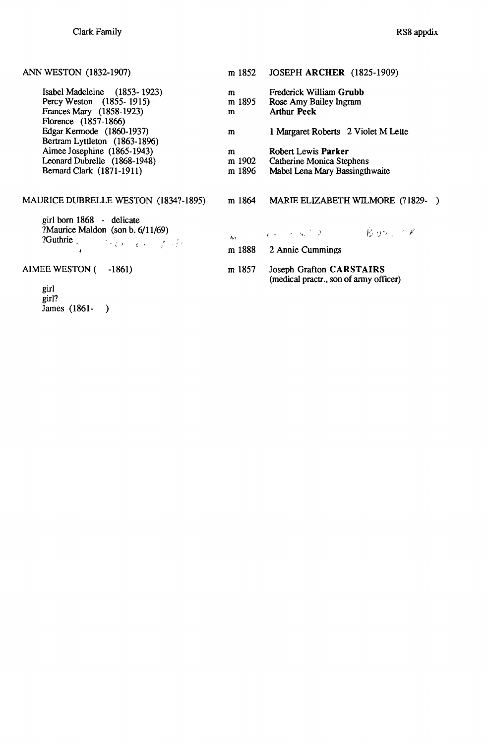| | | |
|---|---|---|
| ANN WESTON (1832-1907) | m 1852 | JOSEPH **ARCHER** (1825-1909) |
| Isabel Madeleine (1853- 1923) | m | Frederick William **Grubb** |
| Percy Weston (1855- 1915) | m 1895 | Rose Amy Bailey Ingram |
| Frances Mary (1858-1923) | m | **Arthur Peck** |
| Florence (1857-1866) | | |
| Edgar Kermode (1860-1937) | m | 1 Margaret Roberts 2 Violet M Lette |
| Bertram Lyttleton (1863-1896) | | |
| Aimee Josephine (1865-1943) | m | Robert Lewis **Parker** |
| Leonard Dubrelle (1868-1948) | m 1902 | Catherine Monica Stephens |
| Bernard Clark (1871-1911) | m 1896 | Mabel Lena Mary Bassingthwaite |
| | | |
| MAURICE DUBRELLE WESTON (1834?-1895) | m 1864 | MARIE ELIZABETH WILMORE (?1829- ) |
| girl born 1868 - delicate | | |
| ?Maurice Maldon (son b. 6/11/69) | m | Boyce |
| ?Guthrie | | |
| | m 1888 | 2 Annie Cummings |
| | | |
| AIMEE WESTON ( -1861) | m 1857 | Joseph Grafton **CARSTAIRS** (medical practr., son of army officer) |
| girl | | |
| girl? | | |
| James (1861- ) | | |